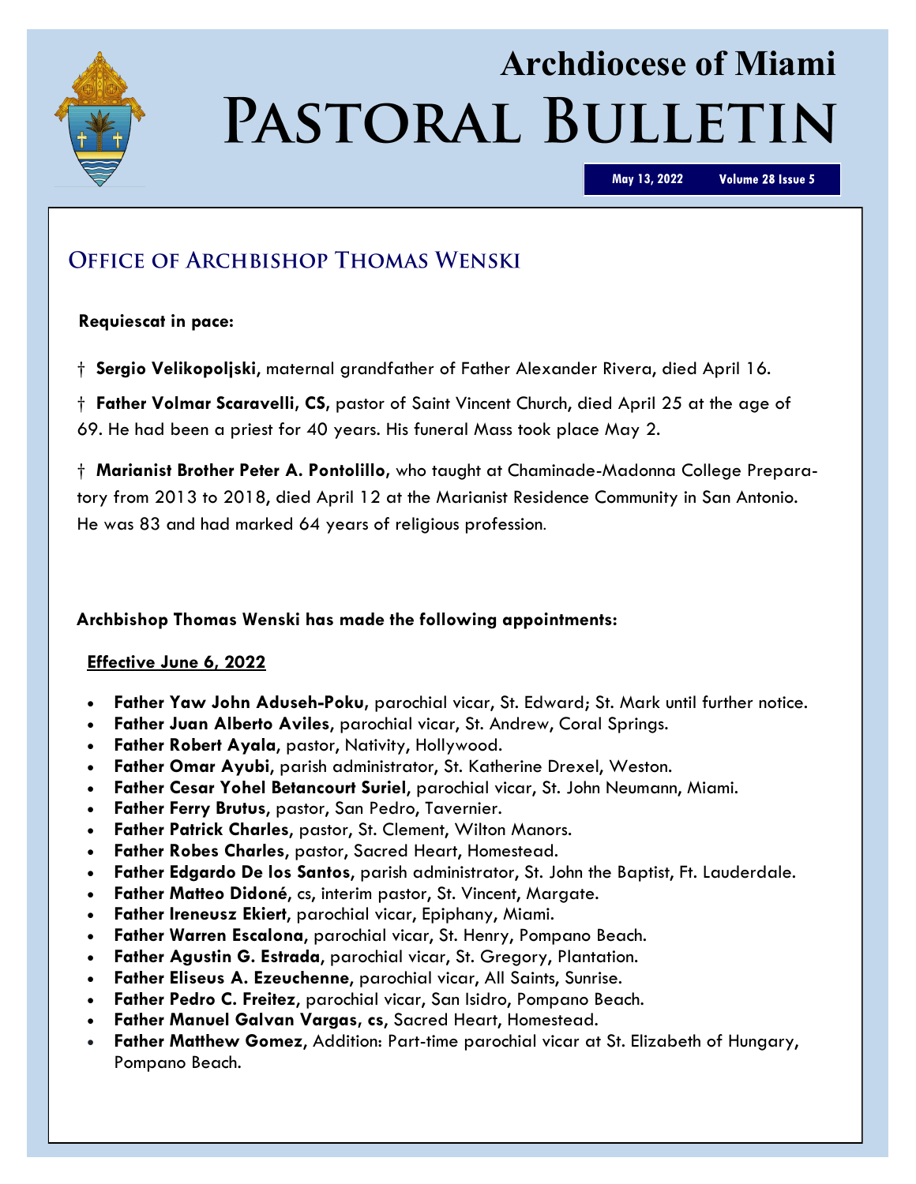# Archdiocese of Miami
# Pastoral Bulletin

May 13, 2022 Volume 28 Issue 5

## Office of Archbishop Thomas Wenski

**Requiescat in pace:**

† **Sergio Velikopoljski,** maternal grandfather of Father Alexander Rivera, died April 16.

† **Father Volmar Scaravelli, CS,** pastor of Saint Vincent Church, died April 25 at the age of 69. He had been a priest for 40 years. His funeral Mass took place May 2.

† **Marianist Brother Peter A. Pontolillo,** who taught at Chaminade-Madonna College Preparatory from 2013 to 2018, died April 12 at the Marianist Residence Community in San Antonio. He was 83 and had marked 64 years of religious profession.

**Archbishop Thomas Wenski has made the following appointments:**

**Effective June 6, 2022**

- **Father Yaw John Aduseh-Poku,** parochial vicar, St. Edward; St. Mark until further notice.
- **Father Juan Alberto Aviles,** parochial vicar, St. Andrew, Coral Springs.
- **Father Robert Ayala,** pastor, Nativity, Hollywood.
- **Father Omar Ayubi,** parish administrator, St. Katherine Drexel, Weston.
- **Father Cesar Yohel Betancourt Suriel,** parochial vicar, St. John Neumann, Miami.
- **Father Ferry Brutus,** pastor, San Pedro, Tavernier.
- **Father Patrick Charles,** pastor, St. Clement, Wilton Manors.
- **Father Robes Charles,** pastor, Sacred Heart, Homestead.
- **Father Edgardo De los Santos,** parish administrator, St. John the Baptist, Ft. Lauderdale.
- **Father Matteo Didoné,** cs, interim pastor, St. Vincent, Margate.
- **Father Ireneusz Ekiert,** parochial vicar, Epiphany, Miami.
- **Father Warren Escalona,** parochial vicar, St. Henry, Pompano Beach.
- **Father Agustin G. Estrada,** parochial vicar, St. Gregory, Plantation.
- **Father Eliseus A. Ezeuchenne,** parochial vicar, All Saints, Sunrise.
- **Father Pedro C. Freitez,** parochial vicar, San Isidro, Pompano Beach.
- **Father Manuel Galvan Vargas, cs,** Sacred Heart, Homestead.
- **Father Matthew Gomez,** Addition: Part-time parochial vicar at St. Elizabeth of Hungary, Pompano Beach.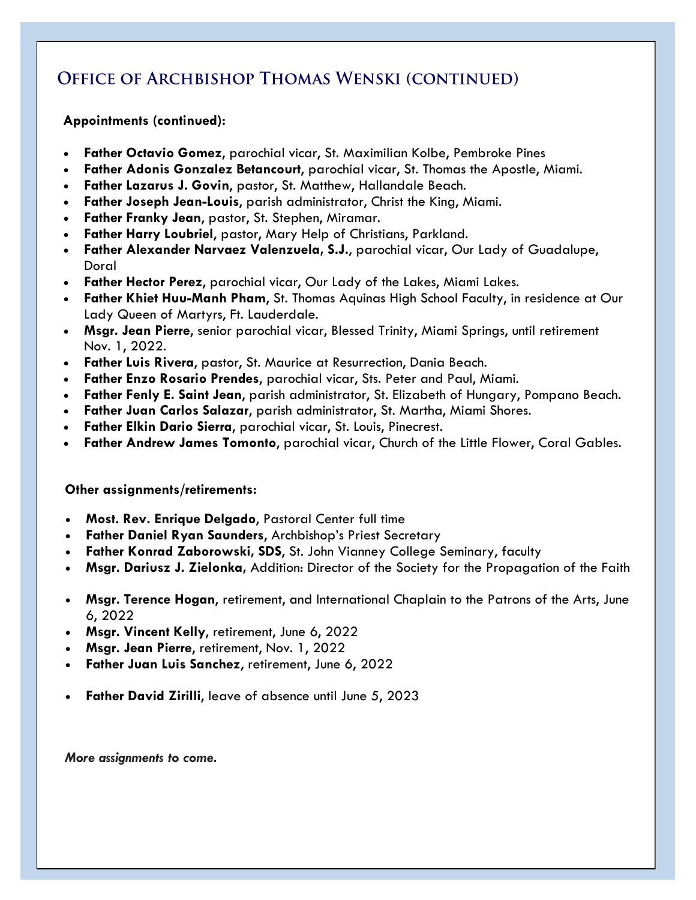## Office of Archbishop Thomas Wenski (continued)

**Appointments (continued):**

- **Father Octavio Gomez**, parochial vicar, St. Maximilian Kolbe, Pembroke Pines
- **Father Adonis Gonzalez Betancourt**, parochial vicar, St. Thomas the Apostle, Miami.
- **Father Lazarus J. Govin**, pastor, St. Matthew, Hallandale Beach.
- **Father Joseph Jean-Louis**, parish administrator, Christ the King, Miami.
- **Father Franky Jean**, pastor, St. Stephen, Miramar.
- **Father Harry Loubriel**, pastor, Mary Help of Christians, Parkland.
- **Father Alexander Narvaez Valenzuela, S.J.**, parochial vicar, Our Lady of Guadalupe, Doral
- **Father Hector Perez**, parochial vicar, Our Lady of the Lakes, Miami Lakes.
- **Father Khiet Huu-Manh Pham**, St. Thomas Aquinas High School Faculty, in residence at Our Lady Queen of Martyrs, Ft. Lauderdale.
- **Msgr. Jean Pierre**, senior parochial vicar, Blessed Trinity, Miami Springs, until retirement Nov. 1, 2022.
- **Father Luis Rivera**, pastor, St. Maurice at Resurrection, Dania Beach.
- **Father Enzo Rosario Prendes**, parochial vicar, Sts. Peter and Paul, Miami.
- **Father Fenly E. Saint Jean**, parish administrator, St. Elizabeth of Hungary, Pompano Beach.
- **Father Juan Carlos Salazar**, parish administrator, St. Martha, Miami Shores.
- **Father Elkin Dario Sierra**, parochial vicar, St. Louis, Pinecrest.
- **Father Andrew James Tomonto**, parochial vicar, Church of the Little Flower, Coral Gables.

**Other assignments/retirements:**

- **Most. Rev. Enrique Delgado**, Pastoral Center full time
- **Father Daniel Ryan Saunders**, Archbishop's Priest Secretary
- **Father Konrad Zaborowski, SDS**, St. John Vianney College Seminary, faculty
- **Msgr. Dariusz J. Zielonka**, Addition: Director of the Society for the Propagation of the Faith

- **Msgr. Terence Hogan**, retirement, and International Chaplain to the Patrons of the Arts, June 6, 2022
- **Msgr. Vincent Kelly**, retirement, June 6, 2022
- **Msgr. Jean Pierre**, retirement, Nov. 1, 2022
- **Father Juan Luis Sanchez**, retirement, June 6, 2022

- **Father David Zirilli**, leave of absence until June 5, 2023

***More assignments to come.***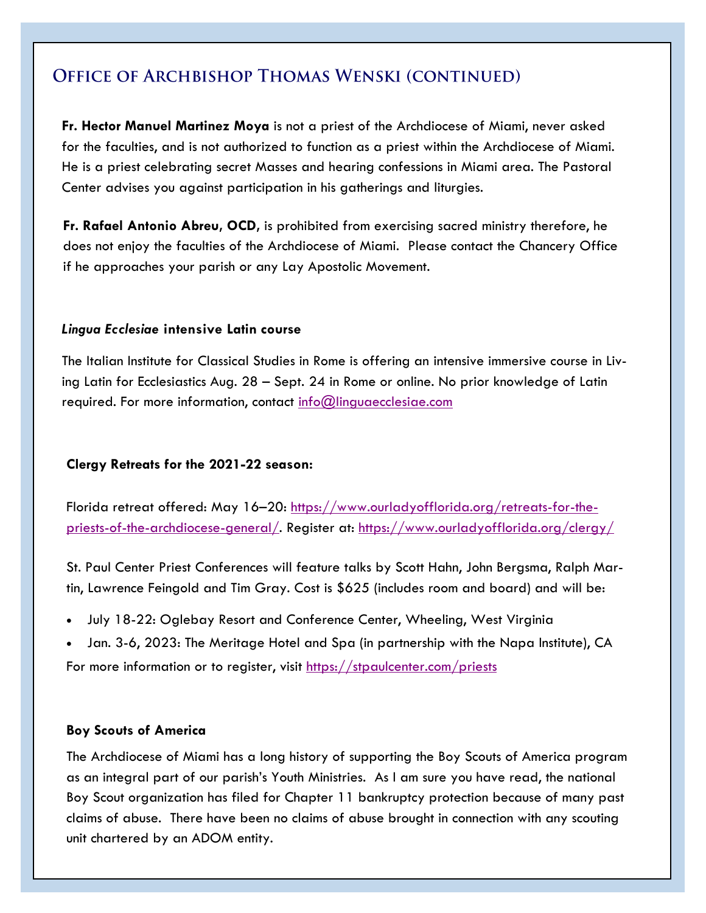## Office of Archbishop Thomas Wenski (continued)

**Fr. Hector Manuel Martinez Moya** is not a priest of the Archdiocese of Miami, never asked for the faculties, and is not authorized to function as a priest within the Archdiocese of Miami. He is a priest celebrating secret Masses and hearing confessions in Miami area. The Pastoral Center advises you against participation in his gatherings and liturgies.

**Fr. Rafael Antonio Abreu, OCD**, is prohibited from exercising sacred ministry therefore, he does not enjoy the faculties of the Archdiocese of Miami. Please contact the Chancery Office if he approaches your parish or any Lay Apostolic Movement.

### ***Lingua Ecclesiae* intensive Latin course**

The Italian Institute for Classical Studies in Rome is offering an intensive immersive course in Living Latin for Ecclesiastics Aug. 28 – Sept. 24 in Rome or online. No prior knowledge of Latin required. For more information, contact info@linguaecclesiae.com

### **Clergy Retreats for the 2021-22 season:**

Florida retreat offered: May 16–20: https://www.ourladyofflorida.org/retreats-for-the-priests-of-the-archdiocese-general/. Register at: https://www.ourladyofflorida.org/clergy/

St. Paul Center Priest Conferences will feature talks by Scott Hahn, John Bergsma, Ralph Martin, Lawrence Feingold and Tim Gray. Cost is $625 (includes room and board) and will be:

- July 18-22: Oglebay Resort and Conference Center, Wheeling, West Virginia
- Jan. 3-6, 2023: The Meritage Hotel and Spa (in partnership with the Napa Institute), CA

For more information or to register, visit https://stpaulcenter.com/priests

### **Boy Scouts of America**

The Archdiocese of Miami has a long history of supporting the Boy Scouts of America program as an integral part of our parish's Youth Ministries. As I am sure you have read, the national Boy Scout organization has filed for Chapter 11 bankruptcy protection because of many past claims of abuse. There have been no claims of abuse brought in connection with any scouting unit chartered by an ADOM entity.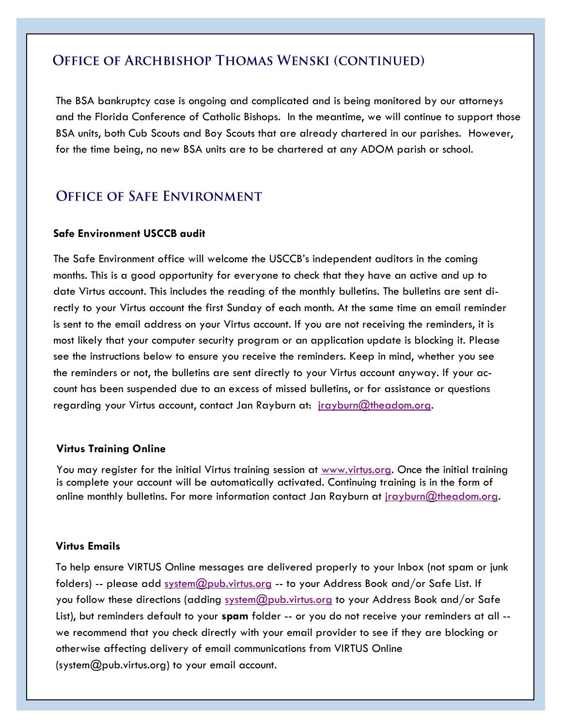## Office of Archbishop Thomas Wenski (continued)

The BSA bankruptcy case is ongoing and complicated and is being monitored by our attorneys and the Florida Conference of Catholic Bishops. In the meantime, we will continue to support those BSA units, both Cub Scouts and Boy Scouts that are already chartered in our parishes. However, for the time being, no new BSA units are to be chartered at any ADOM parish or school.

## Office of Safe Environment

**Safe Environment USCCB audit**

The Safe Environment office will welcome the USCCB's independent auditors in the coming months. This is a good opportunity for everyone to check that they have an active and up to date Virtus account. This includes the reading of the monthly bulletins. The bulletins are sent directly to your Virtus account the first Sunday of each month. At the same time an email reminder is sent to the email address on your Virtus account. If you are not receiving the reminders, it is most likely that your computer security program or an application update is blocking it. Please see the instructions below to ensure you receive the reminders. Keep in mind, whether you see the reminders or not, the bulletins are sent directly to your Virtus account anyway. If your account has been suspended due to an excess of missed bulletins, or for assistance or questions regarding your Virtus account, contact Jan Rayburn at: jrayburn@theadom.org.

**Virtus Training Online**

You may register for the initial Virtus training session at www.virtus.org. Once the initial training is complete your account will be automatically activated. Continuing training is in the form of online monthly bulletins. For more information contact Jan Rayburn at jrayburn@theadom.org.

**Virtus Emails**

To help ensure VIRTUS Online messages are delivered properly to your Inbox (not spam or junk folders) -- please add system@pub.virtus.org -- to your Address Book and/or Safe List. If you follow these directions (adding system@pub.virtus.org to your Address Book and/or Safe List), but reminders default to your **spam** folder -- or you do not receive your reminders at all -- we recommend that you check directly with your email provider to see if they are blocking or otherwise affecting delivery of email communications from VIRTUS Online (system@pub.virtus.org) to your email account.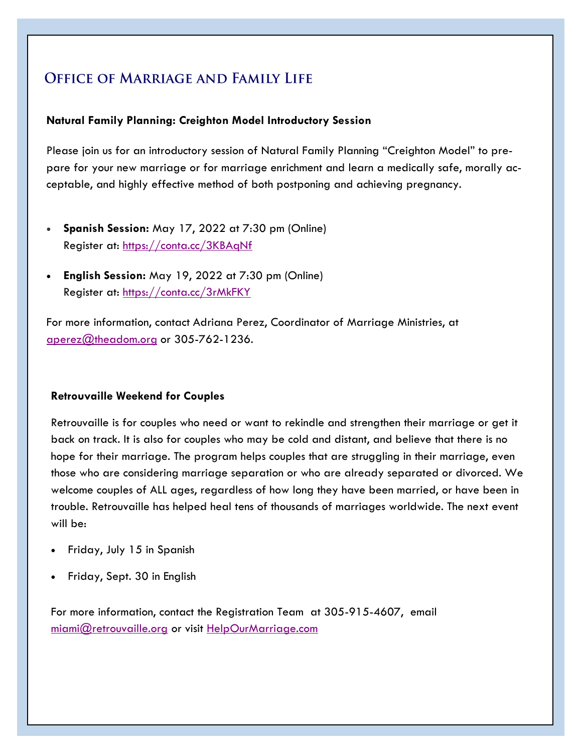## Office of Marriage and Family Life

**Natural Family Planning: Creighton Model Introductory Session**

Please join us for an introductory session of Natural Family Planning "Creighton Model" to prepare for your new marriage or for marriage enrichment and learn a medically safe, morally acceptable, and highly effective method of both postponing and achieving pregnancy.

- **Spanish Session:** May 17, 2022 at 7:30 pm (Online)
  Register at: https://conta.cc/3KBAqNf
- **English Session:** May 19, 2022 at 7:30 pm (Online)
  Register at: https://conta.cc/3rMkFKY

For more information, contact Adriana Perez, Coordinator of Marriage Ministries, at aperez@theadom.org or 305-762-1236.

**Retrouvaille Weekend for Couples**

Retrouvaille is for couples who need or want to rekindle and strengthen their marriage or get it back on track. It is also for couples who may be cold and distant, and believe that there is no hope for their marriage. The program helps couples that are struggling in their marriage, even those who are considering marriage separation or who are already separated or divorced. We welcome couples of ALL ages, regardless of how long they have been married, or have been in trouble. Retrouvaille has helped heal tens of thousands of marriages worldwide. The next event will be:

- Friday, July 15 in Spanish
- Friday, Sept. 30 in English

For more information, contact the Registration Team at 305-915-4607, email miami@retrouvaille.org or visit HelpOurMarriage.com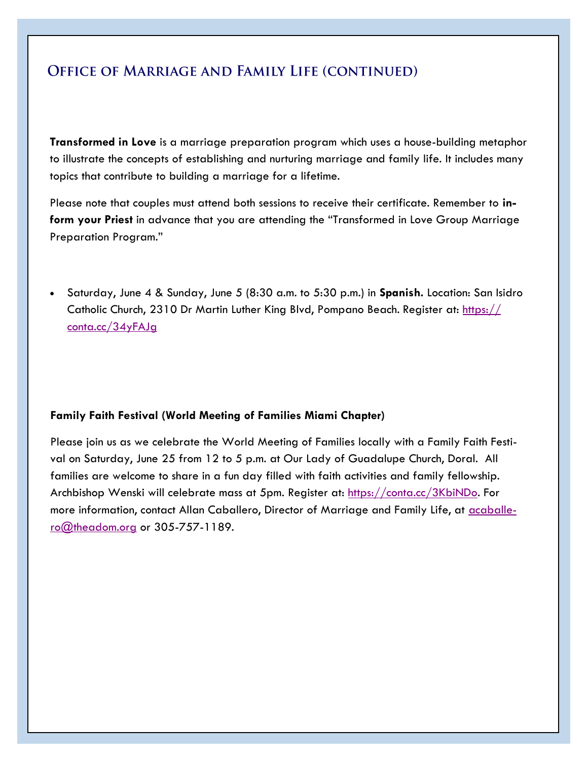## Office of Marriage and Family Life (continued)

**Transformed in Love** is a marriage preparation program which uses a house-building metaphor to illustrate the concepts of establishing and nurturing marriage and family life. It includes many topics that contribute to building a marriage for a lifetime.

Please note that couples must attend both sessions to receive their certificate. Remember to **inform your Priest** in advance that you are attending the "Transformed in Love Group Marriage Preparation Program."

- Saturday, June 4 & Sunday, June 5 (8:30 a.m. to 5:30 p.m.) in **Spanish.** Location: San Isidro Catholic Church, 2310 Dr Martin Luther King Blvd, Pompano Beach. Register at: https://conta.cc/34yFAJg

**Family Faith Festival (World Meeting of Families Miami Chapter)**

Please join us as we celebrate the World Meeting of Families locally with a Family Faith Festival on Saturday, June 25 from 12 to 5 p.m. at Our Lady of Guadalupe Church, Doral. All families are welcome to share in a fun day filled with faith activities and family fellowship. Archbishop Wenski will celebrate mass at 5pm. Register at: https://conta.cc/3KbiNDo. For more information, contact Allan Caballero, Director of Marriage and Family Life, at acaballero@theadom.org or 305-757-1189.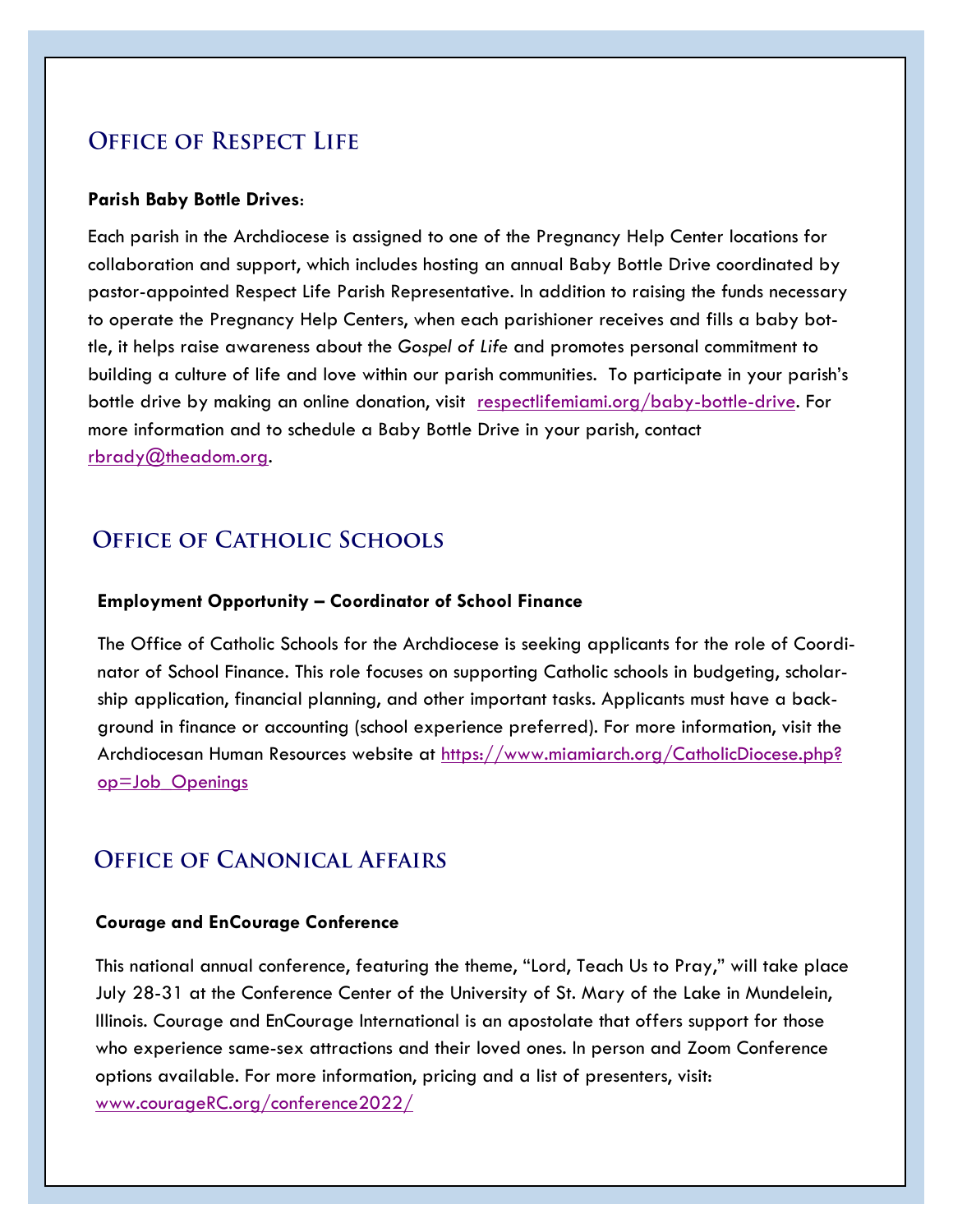## Office of Respect Life

**Parish Baby Bottle Drives:**

Each parish in the Archdiocese is assigned to one of the Pregnancy Help Center locations for collaboration and support, which includes hosting an annual Baby Bottle Drive coordinated by pastor-appointed Respect Life Parish Representative. In addition to raising the funds necessary to operate the Pregnancy Help Centers, when each parishioner receives and fills a baby bottle, it helps raise awareness about the *Gospel of Life* and promotes personal commitment to building a culture of life and love within our parish communities. To participate in your parish's bottle drive by making an online donation, visit respectlifemiami.org/baby-bottle-drive. For more information and to schedule a Baby Bottle Drive in your parish, contact rbrady@theadom.org.

## Office of Catholic Schools

**Employment Opportunity – Coordinator of School Finance**

The Office of Catholic Schools for the Archdiocese is seeking applicants for the role of Coordinator of School Finance. This role focuses on supporting Catholic schools in budgeting, scholarship application, financial planning, and other important tasks. Applicants must have a background in finance or accounting (school experience preferred). For more information, visit the Archdiocesan Human Resources website at https://www.miamiarch.org/CatholicDiocese.php?op=Job_Openings

## Office of Canonical Affairs

**Courage and EnCourage Conference**

This national annual conference, featuring the theme, "Lord, Teach Us to Pray," will take place July 28-31 at the Conference Center of the University of St. Mary of the Lake in Mundelein, Illinois. Courage and EnCourage International is an apostolate that offers support for those who experience same-sex attractions and their loved ones. In person and Zoom Conference options available. For more information, pricing and a list of presenters, visit: www.courageRC.org/conference2022/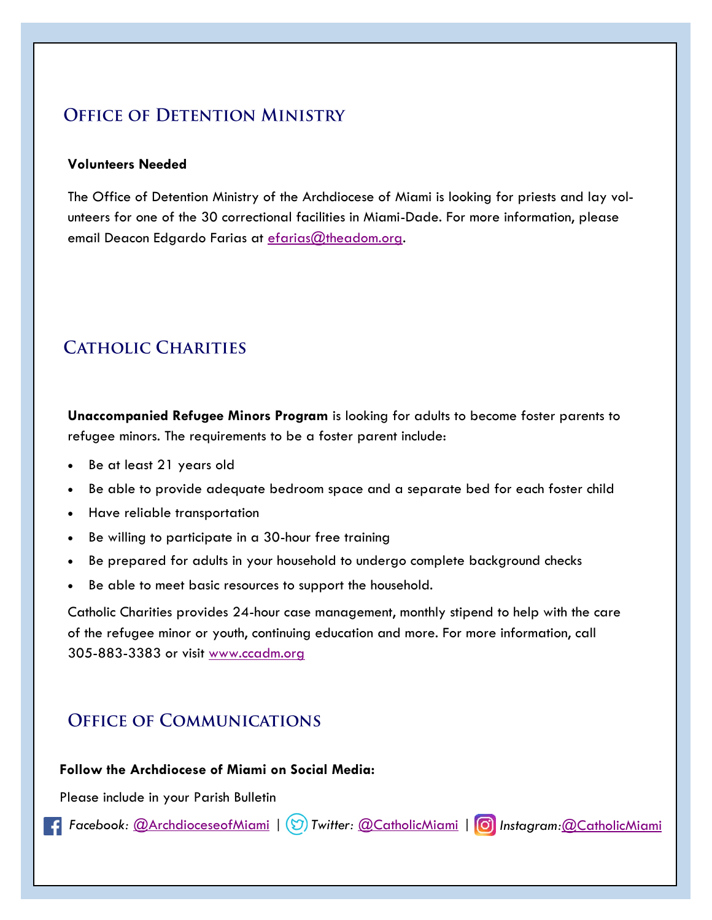## Office of Detention Ministry

**Volunteers Needed**

The Office of Detention Ministry of the Archdiocese of Miami is looking for priests and lay volunteers for one of the 30 correctional facilities in Miami-Dade. For more information, please email Deacon Edgardo Farias at efarias@theadom.org.

## Catholic Charities

**Unaccompanied Refugee Minors Program** is looking for adults to become foster parents to refugee minors. The requirements to be a foster parent include:

- Be at least 21 years old
- Be able to provide adequate bedroom space and a separate bed for each foster child
- Have reliable transportation
- Be willing to participate in a 30-hour free training
- Be prepared for adults in your household to undergo complete background checks
- Be able to meet basic resources to support the household.

Catholic Charities provides 24-hour case management, monthly stipend to help with the care of the refugee minor or youth, continuing education and more. For more information, call 305-883-3383 or visit www.ccadm.org

## Office of Communications

**Follow the Archdiocese of Miami on Social Media:**

Please include in your Parish Bulletin

*Facebook:* @ArchdioceseofMiami | *Twitter:* @CatholicMiami | *Instagram:*@CatholicMiami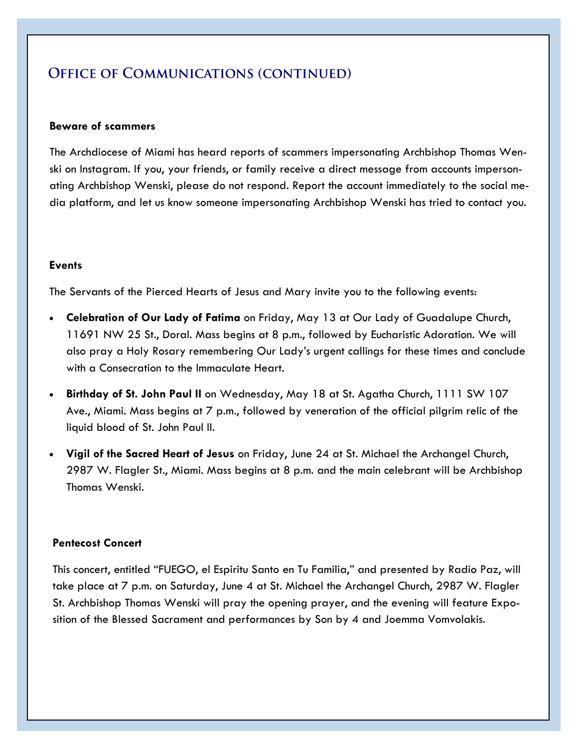## Office of Communications (continued)

**Beware of scammers**

The Archdiocese of Miami has heard reports of scammers impersonating Archbishop Thomas Wenski on Instagram. If you, your friends, or family receive a direct message from accounts impersonating Archbishop Wenski, please do not respond. Report the account immediately to the social media platform, and let us know someone impersonating Archbishop Wenski has tried to contact you.

**Events**

The Servants of the Pierced Hearts of Jesus and Mary invite you to the following events:

- **Celebration of Our Lady of Fatima** on Friday, May 13 at Our Lady of Guadalupe Church, 11691 NW 25 St., Doral. Mass begins at 8 p.m., followed by Eucharistic Adoration. We will also pray a Holy Rosary remembering Our Lady's urgent callings for these times and conclude with a Consecration to the Immaculate Heart.
- **Birthday of St. John Paul II** on Wednesday, May 18 at St. Agatha Church, 1111 SW 107 Ave., Miami. Mass begins at 7 p.m., followed by veneration of the official pilgrim relic of the liquid blood of St. John Paul II.
- **Vigil of the Sacred Heart of Jesus** on Friday, June 24 at St. Michael the Archangel Church, 2987 W. Flagler St., Miami. Mass begins at 8 p.m. and the main celebrant will be Archbishop Thomas Wenski.

**Pentecost Concert**

This concert, entitled "FUEGO, el Espiritu Santo en Tu Familia," and presented by Radio Paz, will take place at 7 p.m. on Saturday, June 4 at St. Michael the Archangel Church, 2987 W. Flagler St. Archbishop Thomas Wenski will pray the opening prayer, and the evening will feature Exposition of the Blessed Sacrament and performances by Son by 4 and Joemma Vomvolakis.